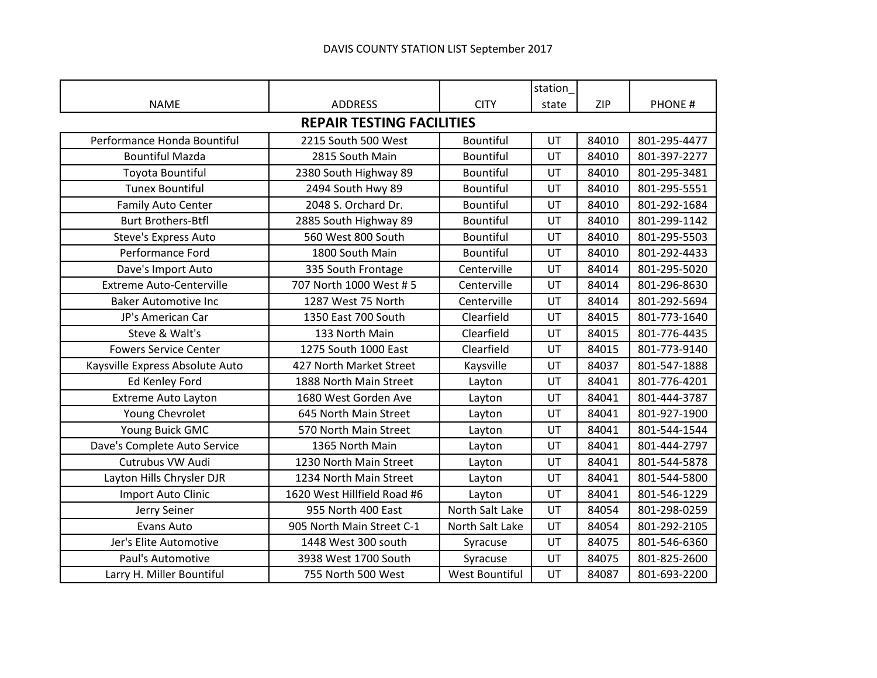# DAVIS COUNTY STATION LIST September 2017

| NAME | ADDRESS | CITY | station_state | ZIP | PHONE # |
|---|---|---|---|---|---|
| **REPAIR TESTING FACILITIES** | | | | | |
| Performance Honda Bountiful | 2215 South 500 West | Bountiful | UT | 84010 | 801-295-4477 |
| Bountiful Mazda | 2815 South Main | Bountiful | UT | 84010 | 801-397-2277 |
| Toyota Bountiful | 2380 South Highway 89 | Bountiful | UT | 84010 | 801-295-3481 |
| Tunex Bountiful | 2494 South Hwy 89 | Bountiful | UT | 84010 | 801-295-5551 |
| Family Auto Center | 2048 S. Orchard Dr. | Bountiful | UT | 84010 | 801-292-1684 |
| Burt Brothers-Btfl | 2885 South Highway 89 | Bountiful | UT | 84010 | 801-299-1142 |
| Steve's Express Auto | 560 West 800 South | Bountiful | UT | 84010 | 801-295-5503 |
| Performance Ford | 1800 South Main | Bountiful | UT | 84010 | 801-292-4433 |
| Dave's Import Auto | 335 South Frontage | Centerville | UT | 84014 | 801-295-5020 |
| Extreme Auto-Centerville | 707 North 1000 West # 5 | Centerville | UT | 84014 | 801-296-8630 |
| Baker Automotive Inc | 1287 West 75 North | Centerville | UT | 84014 | 801-292-5694 |
| JP's American Car | 1350 East 700 South | Clearfield | UT | 84015 | 801-773-1640 |
| Steve & Walt's | 133 North Main | Clearfield | UT | 84015 | 801-776-4435 |
| Fowers Service Center | 1275 South 1000 East | Clearfield | UT | 84015 | 801-773-9140 |
| Kaysville Express Absolute Auto | 427 North Market Street | Kaysville | UT | 84037 | 801-547-1888 |
| Ed Kenley Ford | 1888 North Main Street | Layton | UT | 84041 | 801-776-4201 |
| Extreme Auto Layton | 1680 West Gorden Ave | Layton | UT | 84041 | 801-444-3787 |
| Young Chevrolet | 645 North Main Street | Layton | UT | 84041 | 801-927-1900 |
| Young Buick GMC | 570 North Main Street | Layton | UT | 84041 | 801-544-1544 |
| Dave's Complete Auto Service | 1365 North Main | Layton | UT | 84041 | 801-444-2797 |
| Cutrubus VW Audi | 1230 North Main Street | Layton | UT | 84041 | 801-544-5878 |
| Layton Hills Chrysler DJR | 1234 North Main Street | Layton | UT | 84041 | 801-544-5800 |
| Import Auto Clinic | 1620 West Hillfield Road #6 | Layton | UT | 84041 | 801-546-1229 |
| Jerry Seiner | 955 North 400 East | North Salt Lake | UT | 84054 | 801-298-0259 |
| Evans Auto | 905 North Main Street C-1 | North Salt Lake | UT | 84054 | 801-292-2105 |
| Jer's Elite Automotive | 1448 West 300 south | Syracuse | UT | 84075 | 801-546-6360 |
| Paul's Automotive | 3938 West 1700 South | Syracuse | UT | 84075 | 801-825-2600 |
| Larry H. Miller Bountiful | 755 North 500 West | West Bountiful | UT | 84087 | 801-693-2200 |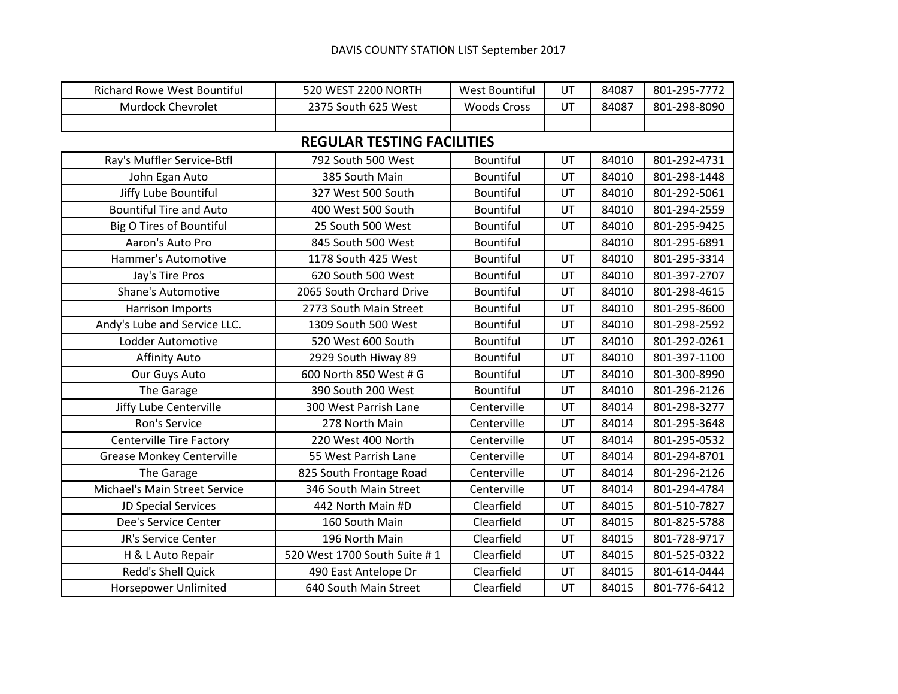DAVIS COUNTY STATION LIST September 2017

| | | | | | |
|---|---|---|---|---|---|
| Richard Rowe West Bountiful | 520 WEST 2200 NORTH | West Bountiful | UT | 84087 | 801-295-7772 |
| Murdock Chevrolet | 2375 South 625 West | Woods Cross | UT | 84087 | 801-298-8090 |
| | | | | | |
| **REGULAR TESTING FACILITIES** | | | | | |
| Ray's Muffler Service-Btfl | 792 South 500 West | Bountiful | UT | 84010 | 801-292-4731 |
| John Egan Auto | 385 South Main | Bountiful | UT | 84010 | 801-298-1448 |
| Jiffy Lube Bountiful | 327 West 500 South | Bountiful | UT | 84010 | 801-292-5061 |
| Bountiful Tire and Auto | 400 West 500 South | Bountiful | UT | 84010 | 801-294-2559 |
| Big O Tires of Bountiful | 25 South 500 West | Bountiful | UT | 84010 | 801-295-9425 |
| Aaron's Auto Pro | 845 South 500 West | Bountiful | | 84010 | 801-295-6891 |
| Hammer's Automotive | 1178 South 425 West | Bountiful | UT | 84010 | 801-295-3314 |
| Jay's Tire Pros | 620 South 500 West | Bountiful | UT | 84010 | 801-397-2707 |
| Shane's Automotive | 2065 South Orchard Drive | Bountiful | UT | 84010 | 801-298-4615 |
| Harrison Imports | 2773 South Main Street | Bountiful | UT | 84010 | 801-295-8600 |
| Andy's Lube and Service LLC. | 1309 South 500 West | Bountiful | UT | 84010 | 801-298-2592 |
| Lodder Automotive | 520 West 600 South | Bountiful | UT | 84010 | 801-292-0261 |
| Affinity Auto | 2929 South Hiway 89 | Bountiful | UT | 84010 | 801-397-1100 |
| Our Guys Auto | 600 North 850 West # G | Bountiful | UT | 84010 | 801-300-8990 |
| The Garage | 390 South 200 West | Bountiful | UT | 84010 | 801-296-2126 |
| Jiffy Lube Centerville | 300 West Parrish Lane | Centerville | UT | 84014 | 801-298-3277 |
| Ron's Service | 278 North Main | Centerville | UT | 84014 | 801-295-3648 |
| Centerville Tire Factory | 220 West 400 North | Centerville | UT | 84014 | 801-295-0532 |
| Grease Monkey Centerville | 55 West Parrish Lane | Centerville | UT | 84014 | 801-294-8701 |
| The Garage | 825 South Frontage Road | Centerville | UT | 84014 | 801-296-2126 |
| Michael's Main Street Service | 346 South Main Street | Centerville | UT | 84014 | 801-294-4784 |
| JD Special Services | 442 North Main #D | Clearfield | UT | 84015 | 801-510-7827 |
| Dee's Service Center | 160 South Main | Clearfield | UT | 84015 | 801-825-5788 |
| JR's Service Center | 196 North Main | Clearfield | UT | 84015 | 801-728-9717 |
| H & L Auto Repair | 520 West 1700 South Suite # 1 | Clearfield | UT | 84015 | 801-525-0322 |
| Redd's Shell Quick | 490 East Antelope Dr | Clearfield | UT | 84015 | 801-614-0444 |
| Horsepower Unlimited | 640 South Main Street | Clearfield | UT | 84015 | 801-776-6412 |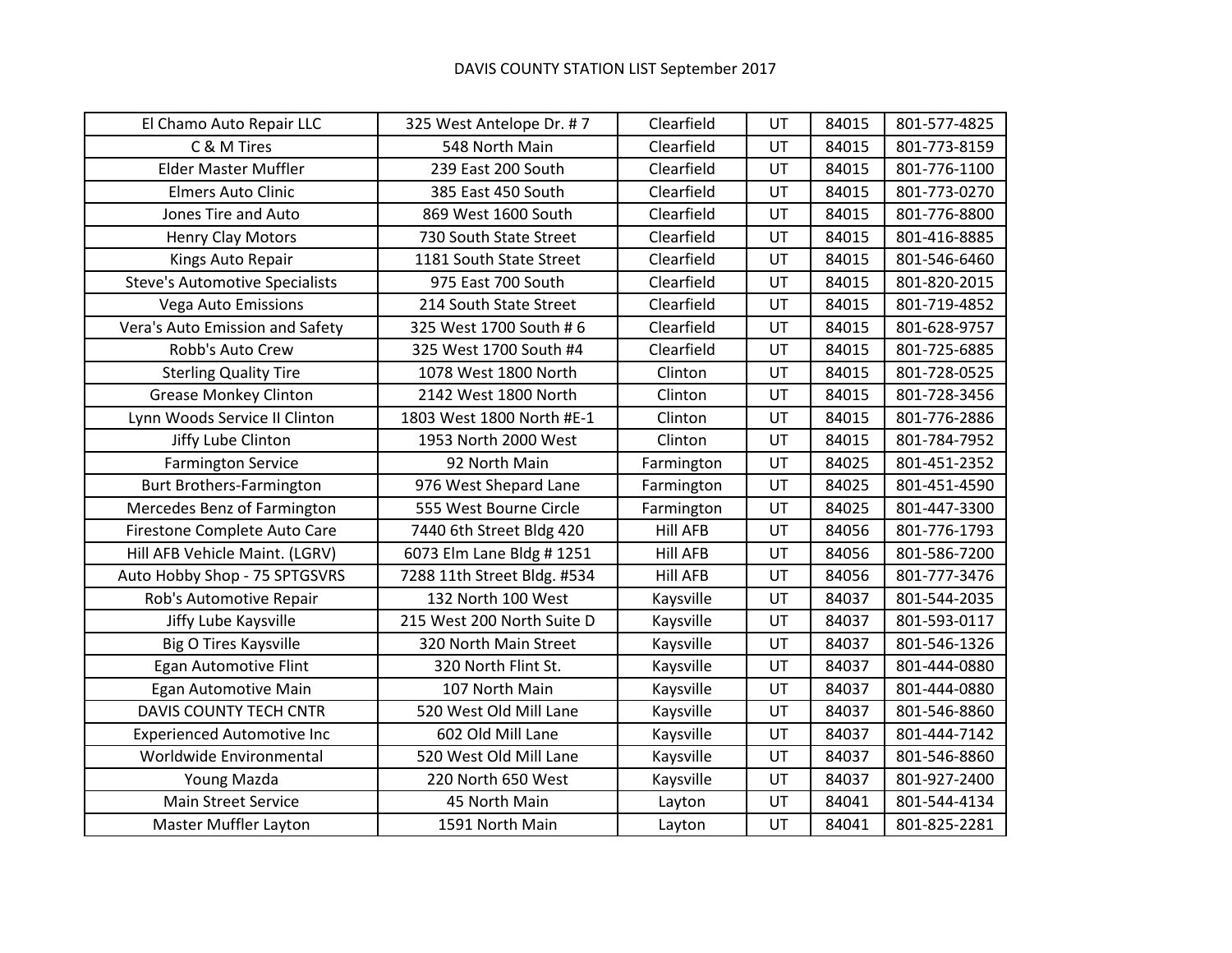DAVIS COUNTY STATION LIST September 2017

| | | | | | |
|---|---|---|---|---|---|
| El Chamo Auto Repair LLC | 325 West Antelope Dr. # 7 | Clearfield | UT | 84015 | 801-577-4825 |
| C & M Tires | 548 North Main | Clearfield | UT | 84015 | 801-773-8159 |
| Elder Master Muffler | 239 East 200 South | Clearfield | UT | 84015 | 801-776-1100 |
| Elmers Auto Clinic | 385 East 450 South | Clearfield | UT | 84015 | 801-773-0270 |
| Jones Tire and Auto | 869 West 1600 South | Clearfield | UT | 84015 | 801-776-8800 |
| Henry Clay Motors | 730 South State Street | Clearfield | UT | 84015 | 801-416-8885 |
| Kings Auto Repair | 1181 South State Street | Clearfield | UT | 84015 | 801-546-6460 |
| Steve's Automotive Specialists | 975 East 700 South | Clearfield | UT | 84015 | 801-820-2015 |
| Vega Auto Emissions | 214 South State Street | Clearfield | UT | 84015 | 801-719-4852 |
| Vera's Auto Emission and Safety | 325 West 1700 South # 6 | Clearfield | UT | 84015 | 801-628-9757 |
| Robb's Auto Crew | 325 West 1700 South #4 | Clearfield | UT | 84015 | 801-725-6885 |
| Sterling Quality Tire | 1078 West 1800 North | Clinton | UT | 84015 | 801-728-0525 |
| Grease Monkey Clinton | 2142 West 1800 North | Clinton | UT | 84015 | 801-728-3456 |
| Lynn Woods Service II Clinton | 1803 West 1800 North #E-1 | Clinton | UT | 84015 | 801-776-2886 |
| Jiffy Lube Clinton | 1953 North 2000 West | Clinton | UT | 84015 | 801-784-7952 |
| Farmington Service | 92 North Main | Farmington | UT | 84025 | 801-451-2352 |
| Burt Brothers-Farmington | 976 West Shepard Lane | Farmington | UT | 84025 | 801-451-4590 |
| Mercedes Benz of Farmington | 555 West Bourne Circle | Farmington | UT | 84025 | 801-447-3300 |
| Firestone Complete Auto Care | 7440 6th Street Bldg 420 | Hill AFB | UT | 84056 | 801-776-1793 |
| Hill AFB Vehicle Maint. (LGRV) | 6073 Elm Lane Bldg # 1251 | Hill AFB | UT | 84056 | 801-586-7200 |
| Auto Hobby Shop - 75 SPTGSVRS | 7288 11th Street Bldg. #534 | Hill AFB | UT | 84056 | 801-777-3476 |
| Rob's Automotive Repair | 132 North 100 West | Kaysville | UT | 84037 | 801-544-2035 |
| Jiffy Lube Kaysville | 215 West 200 North Suite D | Kaysville | UT | 84037 | 801-593-0117 |
| Big O Tires Kaysville | 320 North Main Street | Kaysville | UT | 84037 | 801-546-1326 |
| Egan Automotive Flint | 320 North Flint St. | Kaysville | UT | 84037 | 801-444-0880 |
| Egan Automotive Main | 107 North Main | Kaysville | UT | 84037 | 801-444-0880 |
| DAVIS COUNTY TECH CNTR | 520 West Old Mill Lane | Kaysville | UT | 84037 | 801-546-8860 |
| Experienced Automotive Inc | 602 Old Mill Lane | Kaysville | UT | 84037 | 801-444-7142 |
| Worldwide Environmental | 520 West Old Mill Lane | Kaysville | UT | 84037 | 801-546-8860 |
| Young Mazda | 220 North 650 West | Kaysville | UT | 84037 | 801-927-2400 |
| Main Street Service | 45 North Main | Layton | UT | 84041 | 801-544-4134 |
| Master Muffler Layton | 1591 North Main | Layton | UT | 84041 | 801-825-2281 |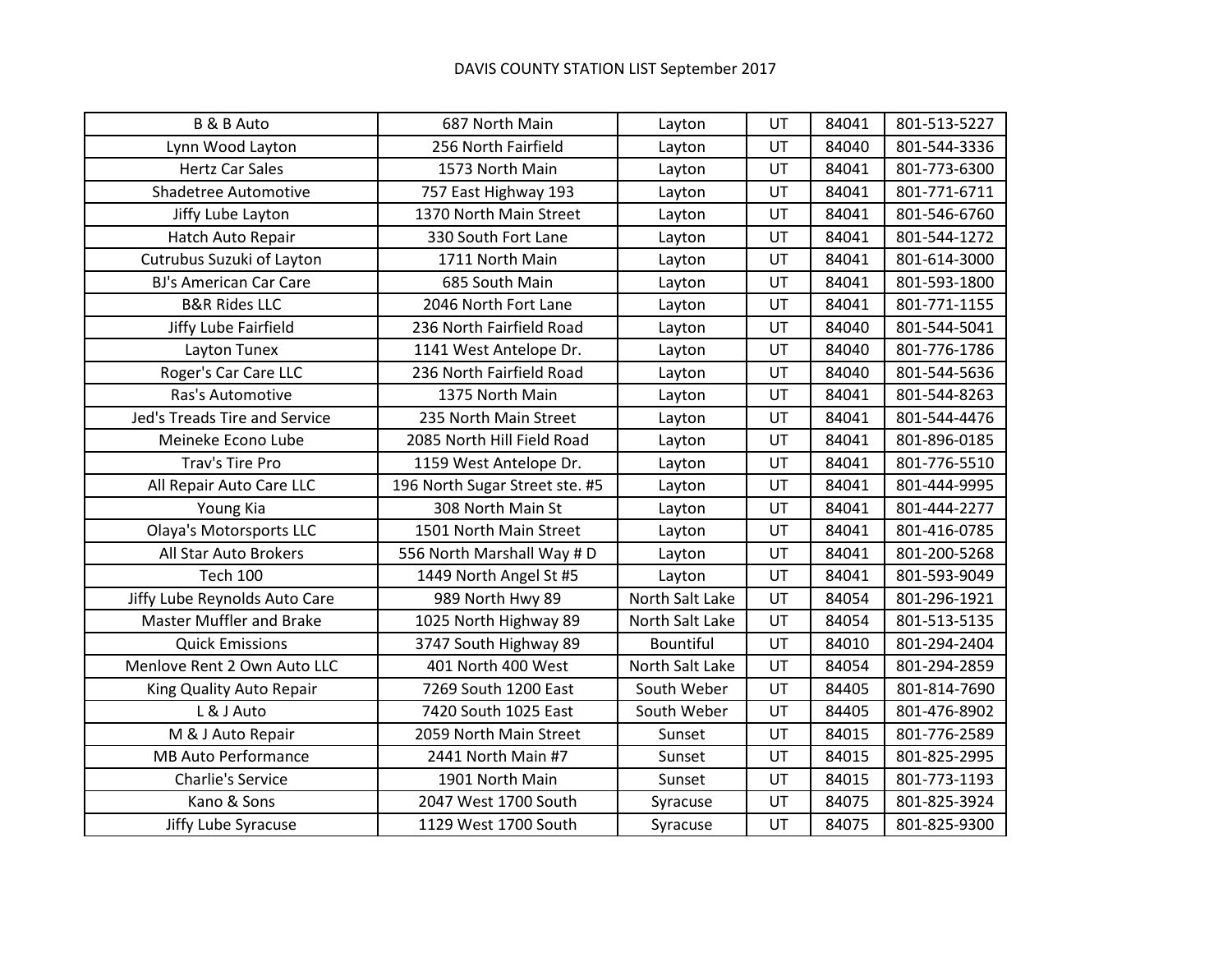DAVIS COUNTY STATION LIST September 2017

| | | | | | |
|---|---|---|---|---|---|
| B & B Auto | 687 North Main | Layton | UT | 84041 | 801-513-5227 |
| Lynn Wood Layton | 256 North Fairfield | Layton | UT | 84040 | 801-544-3336 |
| Hertz Car Sales | 1573 North Main | Layton | UT | 84041 | 801-773-6300 |
| Shadetree Automotive | 757 East Highway 193 | Layton | UT | 84041 | 801-771-6711 |
| Jiffy Lube Layton | 1370 North Main Street | Layton | UT | 84041 | 801-546-6760 |
| Hatch Auto Repair | 330 South Fort Lane | Layton | UT | 84041 | 801-544-1272 |
| Cutrubus Suzuki of Layton | 1711 North Main | Layton | UT | 84041 | 801-614-3000 |
| BJ's American Car Care | 685 South Main | Layton | UT | 84041 | 801-593-1800 |
| B&R Rides LLC | 2046 North Fort Lane | Layton | UT | 84041 | 801-771-1155 |
| Jiffy Lube Fairfield | 236 North Fairfield Road | Layton | UT | 84040 | 801-544-5041 |
| Layton Tunex | 1141 West Antelope Dr. | Layton | UT | 84040 | 801-776-1786 |
| Roger's Car Care LLC | 236 North Fairfield Road | Layton | UT | 84040 | 801-544-5636 |
| Ras's Automotive | 1375 North Main | Layton | UT | 84041 | 801-544-8263 |
| Jed's Treads Tire and Service | 235 North Main Street | Layton | UT | 84041 | 801-544-4476 |
| Meineke Econo Lube | 2085 North Hill Field Road | Layton | UT | 84041 | 801-896-0185 |
| Trav's Tire Pro | 1159 West Antelope Dr. | Layton | UT | 84041 | 801-776-5510 |
| All Repair Auto Care LLC | 196 North Sugar Street ste. #5 | Layton | UT | 84041 | 801-444-9995 |
| Young Kia | 308 North Main St | Layton | UT | 84041 | 801-444-2277 |
| Olaya's Motorsports LLC | 1501 North Main Street | Layton | UT | 84041 | 801-416-0785 |
| All Star Auto Brokers | 556 North Marshall Way # D | Layton | UT | 84041 | 801-200-5268 |
| Tech 100 | 1449 North Angel St #5 | Layton | UT | 84041 | 801-593-9049 |
| Jiffy Lube Reynolds Auto Care | 989 North Hwy 89 | North Salt Lake | UT | 84054 | 801-296-1921 |
| Master Muffler and Brake | 1025 North Highway 89 | North Salt Lake | UT | 84054 | 801-513-5135 |
| Quick Emissions | 3747 South Highway 89 | Bountiful | UT | 84010 | 801-294-2404 |
| Menlove Rent 2 Own Auto LLC | 401 North 400 West | North Salt Lake | UT | 84054 | 801-294-2859 |
| King Quality Auto Repair | 7269 South 1200 East | South Weber | UT | 84405 | 801-814-7690 |
| L & J Auto | 7420 South 1025 East | South Weber | UT | 84405 | 801-476-8902 |
| M & J Auto Repair | 2059 North Main Street | Sunset | UT | 84015 | 801-776-2589 |
| MB Auto Performance | 2441 North Main #7 | Sunset | UT | 84015 | 801-825-2995 |
| Charlie's Service | 1901 North Main | Sunset | UT | 84015 | 801-773-1193 |
| Kano & Sons | 2047 West 1700 South | Syracuse | UT | 84075 | 801-825-3924 |
| Jiffy Lube Syracuse | 1129 West 1700 South | Syracuse | UT | 84075 | 801-825-9300 |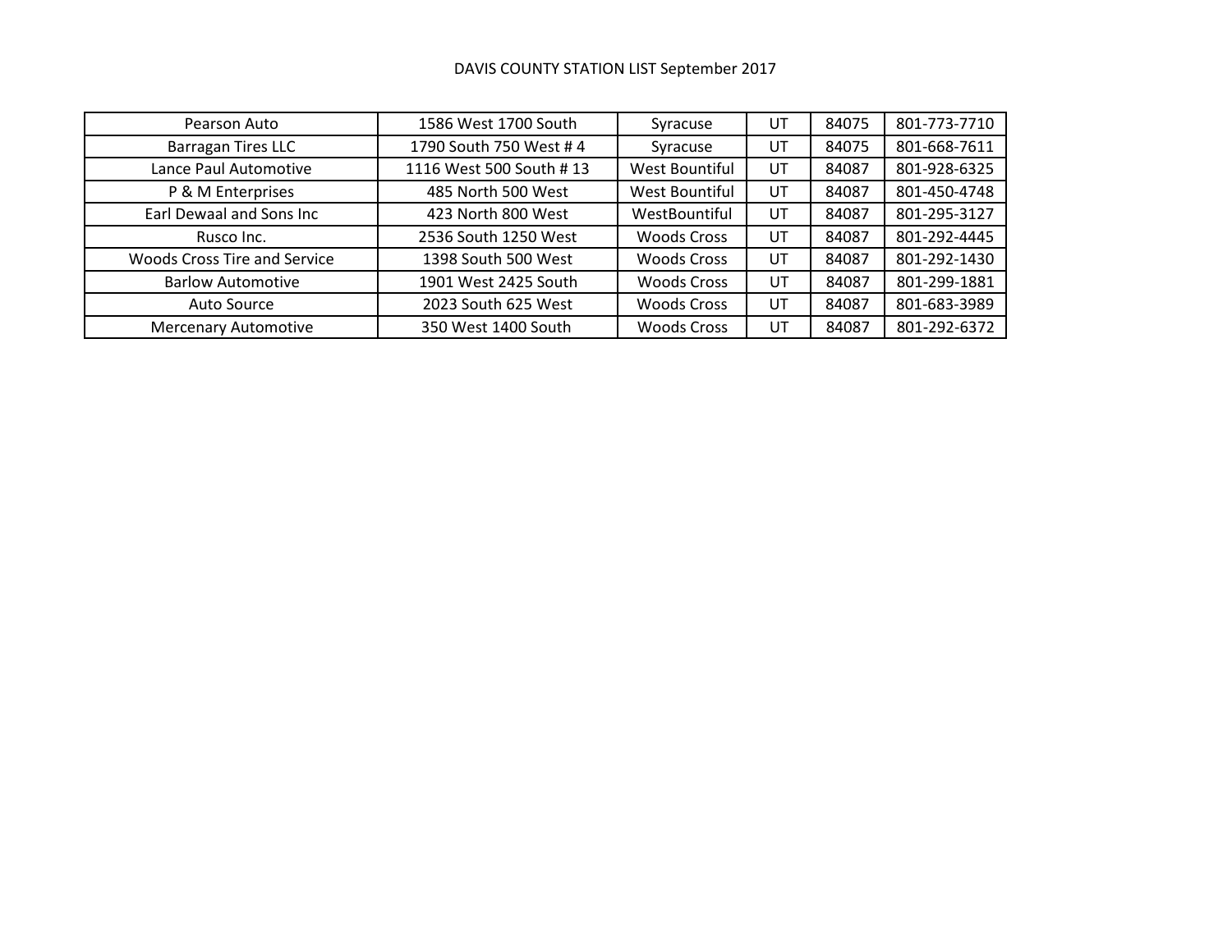DAVIS COUNTY STATION LIST September 2017

| | | | | | |
|---|---|---|---|---|---|
| Pearson Auto | 1586 West 1700 South | Syracuse | UT | 84075 | 801-773-7710 |
| Barragan Tires LLC | 1790 South 750 West # 4 | Syracuse | UT | 84075 | 801-668-7611 |
| Lance Paul Automotive | 1116 West 500 South # 13 | West Bountiful | UT | 84087 | 801-928-6325 |
| P & M Enterprises | 485 North 500 West | West Bountiful | UT | 84087 | 801-450-4748 |
| Earl Dewaal and Sons Inc | 423 North 800 West | WestBountiful | UT | 84087 | 801-295-3127 |
| Rusco Inc. | 2536 South 1250 West | Woods Cross | UT | 84087 | 801-292-4445 |
| Woods Cross Tire and Service | 1398 South 500 West | Woods Cross | UT | 84087 | 801-292-1430 |
| Barlow Automotive | 1901 West 2425 South | Woods Cross | UT | 84087 | 801-299-1881 |
| Auto Source | 2023 South 625 West | Woods Cross | UT | 84087 | 801-683-3989 |
| Mercenary Automotive | 350 West 1400 South | Woods Cross | UT | 84087 | 801-292-6372 |